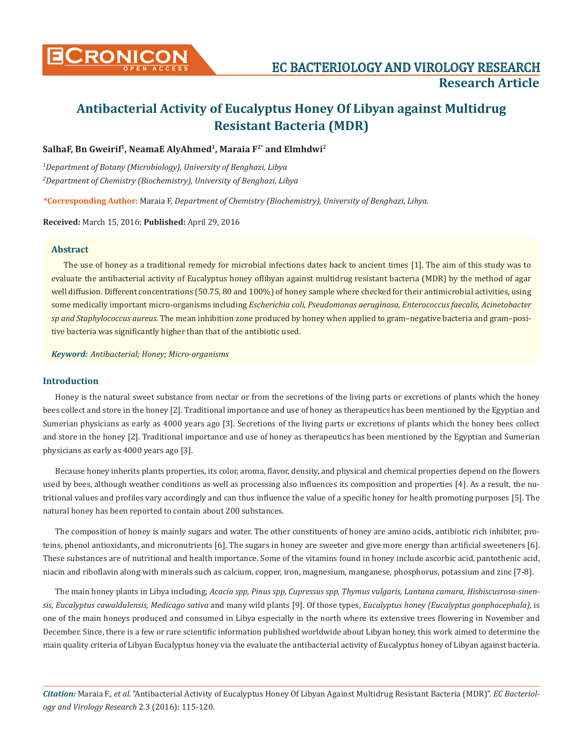# Antibacterial Activity of Eucalyptus Honey Of Libyan against Multidrug Resistant Bacteria (MDR)

**SalhaF, Bn Gweirif[1], NeamaE AlyAhmed[1], Maraia F[2*] and Elmhdwi[2]**

*[1]Department of Botany (Microbiology), University of Benghazi, Libya*

*[2]Department of Chemistry (Biochemistry), University of Benghazi, Libya*

**\*Corresponding Author:** Maraia F, *Department of Chemistry (Biochemistry), University of Benghazi, Libya.*

**Received:** March 15, 2016; **Published:** April 29, 2016

## Abstract

The use of honey as a traditional remedy for microbial infections dates back to ancient times [1]. The aim of this study was to evaluate the antibacterial activity of Eucalyptus honey oflibyan against multidrug resistant bacteria (MDR) by the method of agar well diffusion. Different concentrations (50.75, 80 and 100%) of honey sample where checked for their antimicrobial activities, using some medically important micro-organisms including *Escherichia coli, Pseudomonas aeruginosa, Enterococcus faecalis, Acinetobacter sp and Staphylococcus aureus*. The mean inhibition zone produced by honey when applied to gram–negative bacteria and gram–positive bacteria was significantly higher than that of the antibiotic used.

***Keyword:*** *Antibacterial; Honey; Micro-organisms*

## Introduction

Honey is the natural sweet substance from nectar or from the secretions of the living parts or excretions of plants which the honey bees collect and store in the honey [2]. Traditional importance and use of honey as therapeutics has been mentioned by the Egyptian and Sumerian physicians as early as 4000 years ago [3]. Secretions of the living parts or excretions of plants which the honey bees collect and store in the honey [2]. Traditional importance and use of honey as therapeutics has been mentioned by the Egyptian and Sumerian physicians as early as 4000 years ago [3].

Because honey inherits plants properties, its color, aroma, flavor, density, and physical and chemical properties depend on the flowers used by bees, although weather conditions as well as processing also influences its composition and properties [4]. As a result, the nutritional values and profiles vary accordingly and can thus influence the value of a specific honey for health promoting purposes [5]. The natural honey has been reported to contain about 200 substances.

The composition of honey is mainly sugars and water. The other constituents of honey are amino acids, antibiotic rich inhibiter, proteins, phenol antioxidants, and micronutrients [6]. The sugars in honey are sweeter and give more energy than artificial sweeteners [6]. These substances are of nutritional and health importance. Some of the vitamins found in honey include ascorbic acid, pantothenic acid, niacin and riboflavin along with minerals such as calcium, copper, iron, magnesium, manganese, phosphorus, potassium and zinc [7-8].

The main honey plants in Libya including; *Acacia spp, Pinus spp, Cupressus spp, Thymus vulgaris, Lantana camara, Hisbiscusrosa-sinensis, Eucalyptus cawaldulensis, Medicago sativa* and many wild plants [9]. Of those types, *Eucalyptus honey (Eucalyptus gonphocephala),* is one of the main honeys produced and consumed in Libya especially in the north where its extensive trees flowering in November and December. Since, there is a few or rare scientific information published worldwide about Libyan honey, this work aimed to determine the main quality criteria of Libyan Eucalyptus honey via the evaluate the antibacterial activity of Eucalyptus honey of Libyan against bacteria.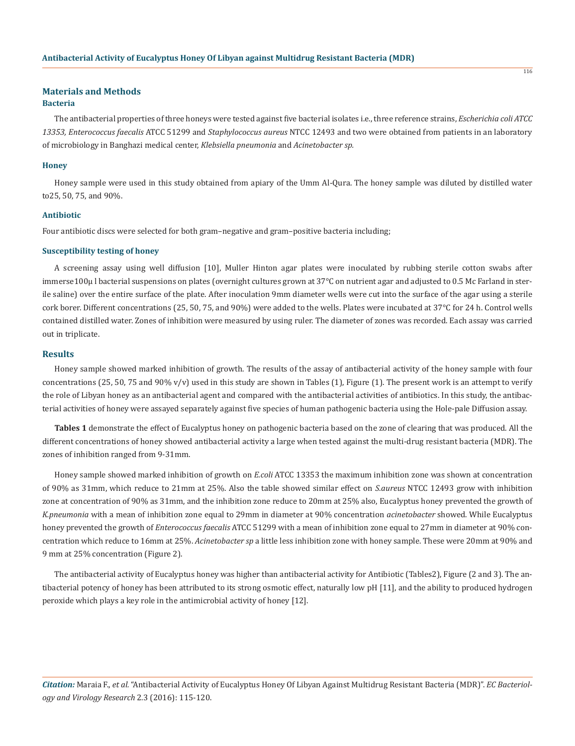## Materials and Methods

### Bacteria

The antibacterial properties of three honeys were tested against five bacterial isolates i.e., three reference strains, *Escherichia coli ATCC 13353, Enterococcus faecalis* ATCC 51299 and *Staphylococcus aureus* NTCC 12493 and two were obtained from patients in an laboratory of microbiology in Banghazi medical center, *Klebsiella pneumonia* and *Acinetobacter sp.*

### Honey

Honey sample were used in this study obtained from apiary of the Umm Al-Qura. The honey sample was diluted by distilled water to25, 50, 75, and 90%.

### Antibiotic

Four antibiotic discs were selected for both gram–negative and gram–positive bacteria including;

### Susceptibility testing of honey

A screening assay using well diffusion [10], Muller Hinton agar plates were inoculated by rubbing sterile cotton swabs after immerse100µ l bacterial suspensions on plates (overnight cultures grown at 37°C on nutrient agar and adjusted to 0.5 Mc Farland in sterile saline) over the entire surface of the plate. After inoculation 9mm diameter wells were cut into the surface of the agar using a sterile cork borer. Different concentrations (25, 50, 75, and 90%) were added to the wells. Plates were incubated at 37°C for 24 h. Control wells contained distilled water. Zones of inhibition were measured by using ruler. The diameter of zones was recorded. Each assay was carried out in triplicate.

## Results

Honey sample showed marked inhibition of growth. The results of the assay of antibacterial activity of the honey sample with four concentrations (25, 50, 75 and 90% v/v) used in this study are shown in Tables (1), Figure (1). The present work is an attempt to verify the role of Libyan honey as an antibacterial agent and compared with the antibacterial activities of antibiotics. In this study, the antibacterial activities of honey were assayed separately against five species of human pathogenic bacteria using the Hole-pale Diffusion assay.

**Tables 1** demonstrate the effect of Eucalyptus honey on pathogenic bacteria based on the zone of clearing that was produced. All the different concentrations of honey showed antibacterial activity a large when tested against the multi-drug resistant bacteria (MDR). The zones of inhibition ranged from 9-31mm.

Honey sample showed marked inhibition of growth on *E.coli* ATCC 13353 the maximum inhibition zone was shown at concentration of 90% as 31mm, which reduce to 21mm at 25%. Also the table showed similar effect on *S.aureus* NTCC 12493 grow with inhibition zone at concentration of 90% as 31mm, and the inhibition zone reduce to 20mm at 25% also, Eucalyptus honey prevented the growth of *K.pneumonia* with a mean of inhibition zone equal to 29mm in diameter at 90% concentration *acinetobacter* showed. While Eucalyptus honey prevented the growth of *Enterococcus faecalis* ATCC 51299 with a mean of inhibition zone equal to 27mm in diameter at 90% concentration which reduce to 16mm at 25%. *Acinetobacter sp* a little less inhibition zone with honey sample. These were 20mm at 90% and 9 mm at 25% concentration (Figure 2).

The antibacterial activity of Eucalyptus honey was higher than antibacterial activity for Antibiotic (Tables2), Figure (2 and 3). The antibacterial potency of honey has been attributed to its strong osmotic effect, naturally low pH [11], and the ability to produced hydrogen peroxide which plays a key role in the antimicrobial activity of honey [12].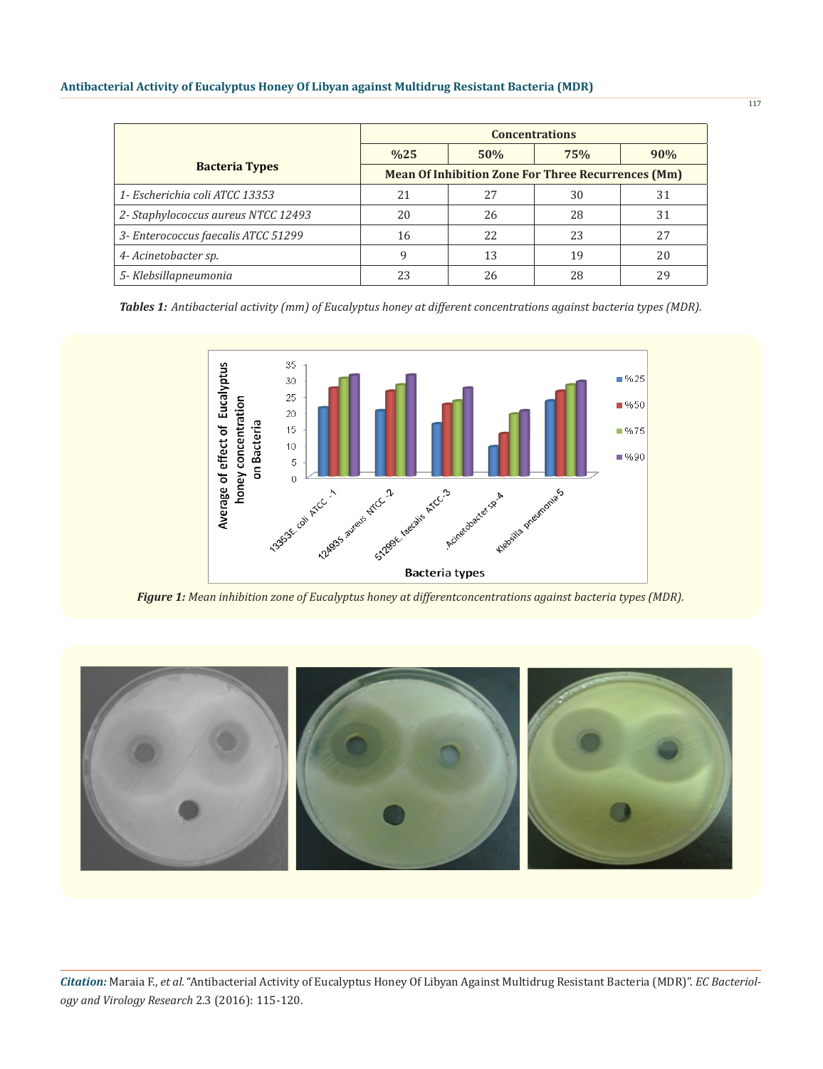| Bacteria Types | Concentrations | | | |
|---|---|---|---|---|
| | %25 | 50% | 75% | 90% |
| | Mean Of Inhibition Zone For Three Recurrences (Mm) | | | |
| *1- Escherichia coli ATCC 13353* | 21 | 27 | 30 | 31 |
| *2- Staphylococcus aureus NTCC 12493* | 20 | 26 | 28 | 31 |
| *3- Enterococcus faecalis ATCC 51299* | 16 | 22 | 23 | 27 |
| *4- Acinetobacter sp.* | 9 | 13 | 19 | 20 |
| *5- Klebsillapneumonia* | 23 | 26 | 28 | 29 |

***Tables 1:*** *Antibacterial activity (mm) of Eucalyptus honey at different concentrations against bacteria types (MDR).*

***Figure 1:*** *Mean inhibition zone of Eucalyptus honey at differentconcentrations against bacteria types (MDR).*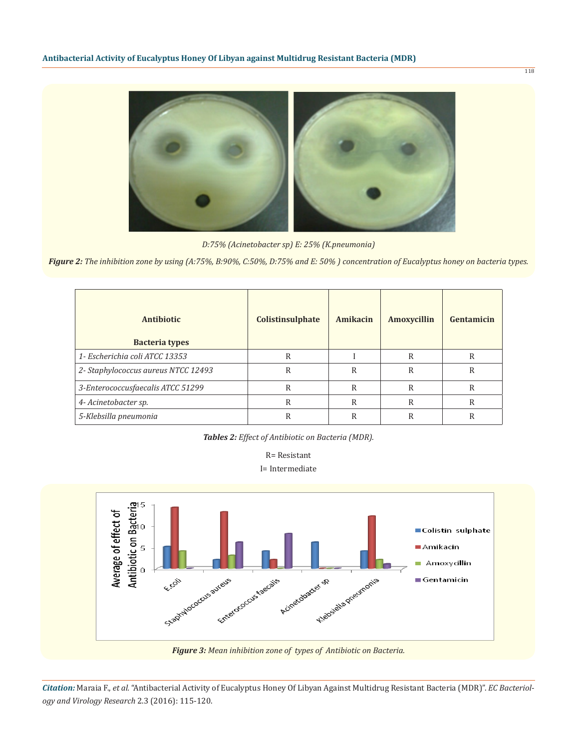D:75% (Acinetobacter sp) E: 25% (K.pneumonia)

***Figure 2:*** *The inhibition zone by using (A:75%, B:90%, C:50%, D:75% and E: 50% ) concentration of Eucalyptus honey on bacteria types.*

| Antibiotic / Bacteria types | Colistinsulphate | Amikacin | Amoxycillin | Gentamicin |
|---|---|---|---|---|
| *1- Escherichia coli ATCC 13353* | R | I | R | R |
| *2- Staphylococcus aureus NTCC 12493* | R | R | R | R |
| *3-Enterococcusfaecalis ATCC 51299* | R | R | R | R |
| *4- Acinetobacter sp.* | R | R | R | R |
| *5-Klebsilla pneumonia* | R | R | R | R |

***Tables 2:*** *Effect of Antibiotic on Bacteria (MDR).*

R= Resistant

I= Intermediate

***Figure 3:*** *Mean inhibition zone of types of Antibiotic on Bacteria.*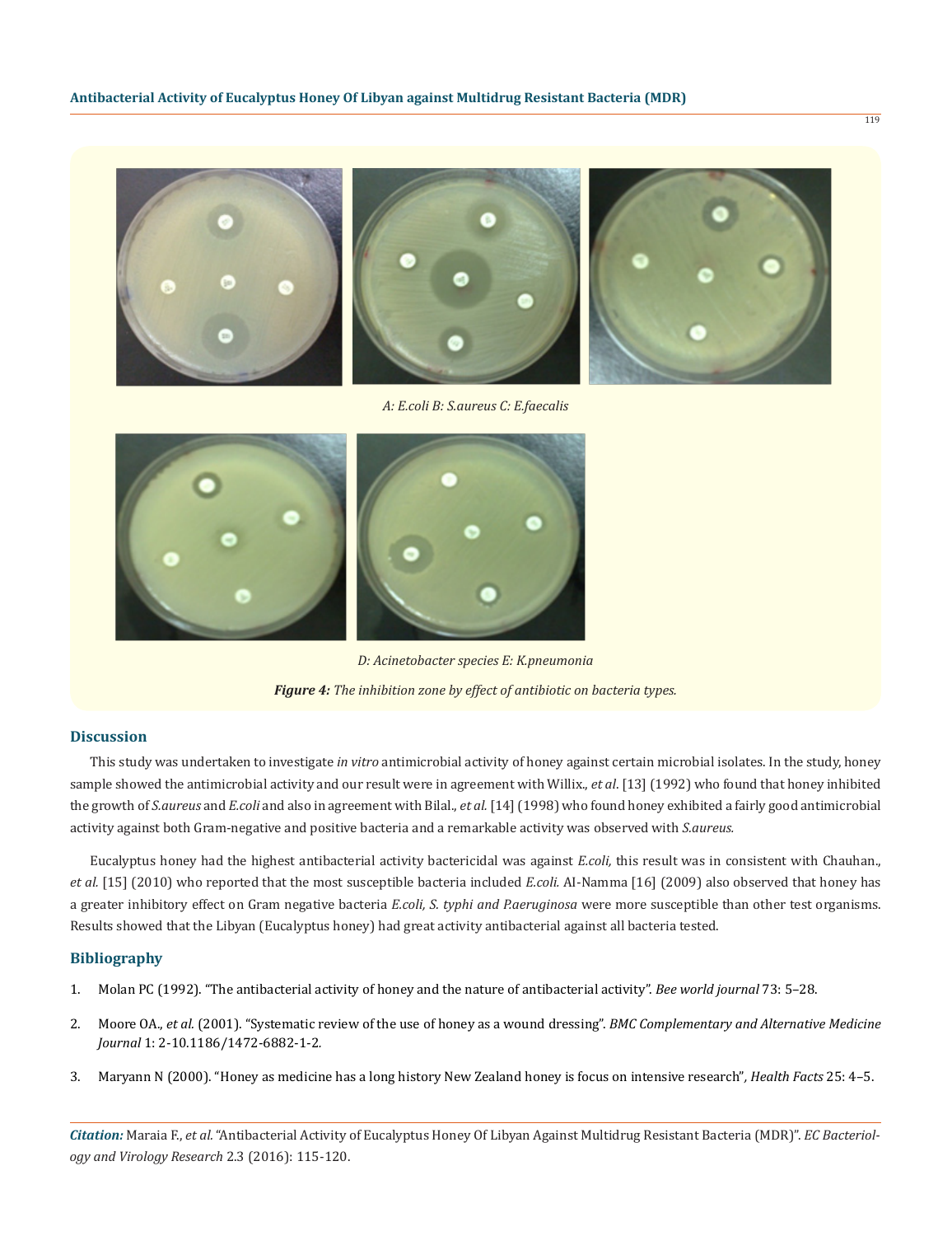A: E.coli B: S.aureus C: E.faecalis

D: Acinetobacter species E: K.pneumonia

***Figure 4:*** *The inhibition zone by effect of antibiotic on bacteria types.*

## Discussion

This study was undertaken to investigate *in vitro* antimicrobial activity of honey against certain microbial isolates. In the study, honey sample showed the antimicrobial activity and our result were in agreement with Willix., *et al*. [13] (1992) who found that honey inhibited the growth of *S.aureus* and *E.coli* and also in agreement with Bilal., *et al.* [14] (1998) who found honey exhibited a fairly good antimicrobial activity against both Gram-negative and positive bacteria and a remarkable activity was observed with *S.aureus*.

Eucalyptus honey had the highest antibacterial activity bactericidal was against *E.coli,* this result was in consistent with Chauhan., *et al.* [15] (2010) who reported that the most susceptible bacteria included *E.coli.* AI-Namma [16] (2009) also observed that honey has a greater inhibitory effect on Gram negative bacteria *E.coli, S. typhi and P.aeruginosa* were more susceptible than other test organisms. Results showed that the Libyan (Eucalyptus honey) had great activity antibacterial against all bacteria tested.

## Bibliography

1. Molan PC (1992). "The antibacterial activity of honey and the nature of antibacterial activity". *Bee world journal* 73: 5–28.
2. Moore OA., *et al.* (2001). "Systematic review of the use of honey as a wound dressing". *BMC Complementary and Alternative Medicine Journal* 1: 2-10.1186/1472-6882-1-2.
3. Maryann N (2000). "Honey as medicine has a long history New Zealand honey is focus on intensive research", *Health Facts* 25: 4–5.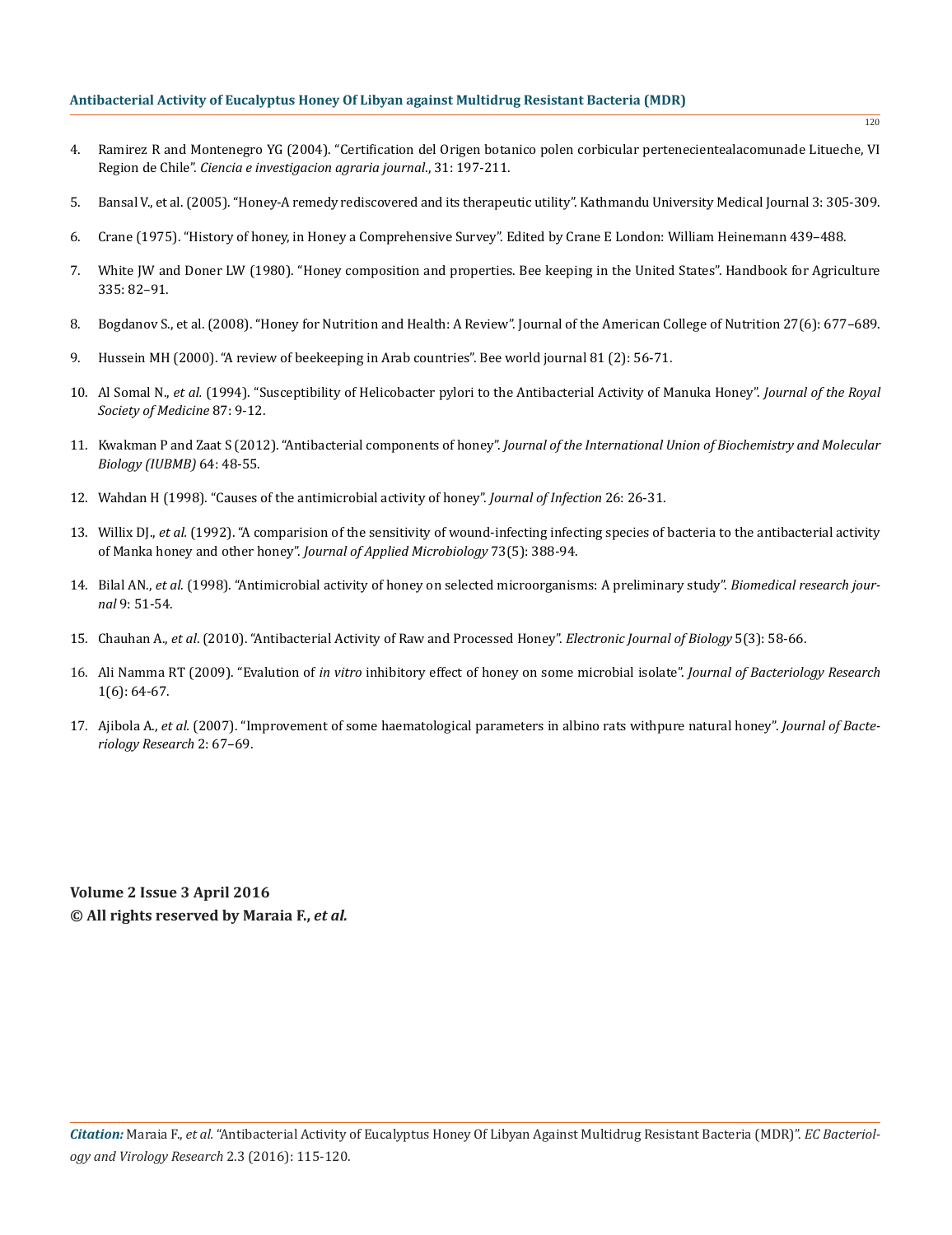4. Ramirez R and Montenegro YG (2004). "Certification del Origen botanico polen corbicular pertenecientealacomunade Litueche, VI Region de Chile". *Ciencia e investigacion agraria journal*., 31: 197-211.

5. Bansal V., et al. (2005). "Honey-A remedy rediscovered and its therapeutic utility". Kathmandu University Medical Journal 3: 305-309.

6. Crane (1975). "History of honey, in Honey a Comprehensive Survey". Edited by Crane E London: William Heinemann 439–488.

7. White JW and Doner LW (1980). "Honey composition and properties. Bee keeping in the United States". Handbook for Agriculture 335: 82–91.

8. Bogdanov S., et al. (2008). "Honey for Nutrition and Health: A Review". Journal of the American College of Nutrition 27(6): 677–689.

9. Hussein MH (2000). "A review of beekeeping in Arab countries". Bee world journal 81 (2): 56-71.

10. Al Somal N., *et al.* (1994). "Susceptibility of Helicobacter pylori to the Antibacterial Activity of Manuka Honey". *Journal of the Royal Society of Medicine* 87: 9-12.

11. Kwakman P and Zaat S (2012). "Antibacterial components of honey". *Journal of the International Union of Biochemistry and Molecular Biology (IUBMB)* 64: 48-55.

12. Wahdan H (1998). "Causes of the antimicrobial activity of honey". *Journal of Infection* 26: 26-31.

13. Willix DJ., *et al.* (1992). "A comparision of the sensitivity of wound-infecting infecting species of bacteria to the antibacterial activity of Manka honey and other honey". *Journal of Applied Microbiology* 73(5): 388-94.

14. Bilal AN., *et al.* (1998). "Antimicrobial activity of honey on selected microorganisms: A preliminary study". *Biomedical research journal* 9: 51-54.

15. Chauhan A., *et al*. (2010). "Antibacterial Activity of Raw and Processed Honey". *Electronic Journal of Biology* 5(3): 58-66.

16. Ali Namma RT (2009). "Evalution of *in vitro* inhibitory effect of honey on some microbial isolate". *Journal of Bacteriology Research* 1(6): 64-67.

17. Ajibola A., *et al.* (2007). "Improvement of some haematological parameters in albino rats withpure natural honey". *Journal of Bacteriology Research* 2: 67–69.

**Volume 2 Issue 3 April 2016**
**© All rights reserved by Maraia F., *et al.***